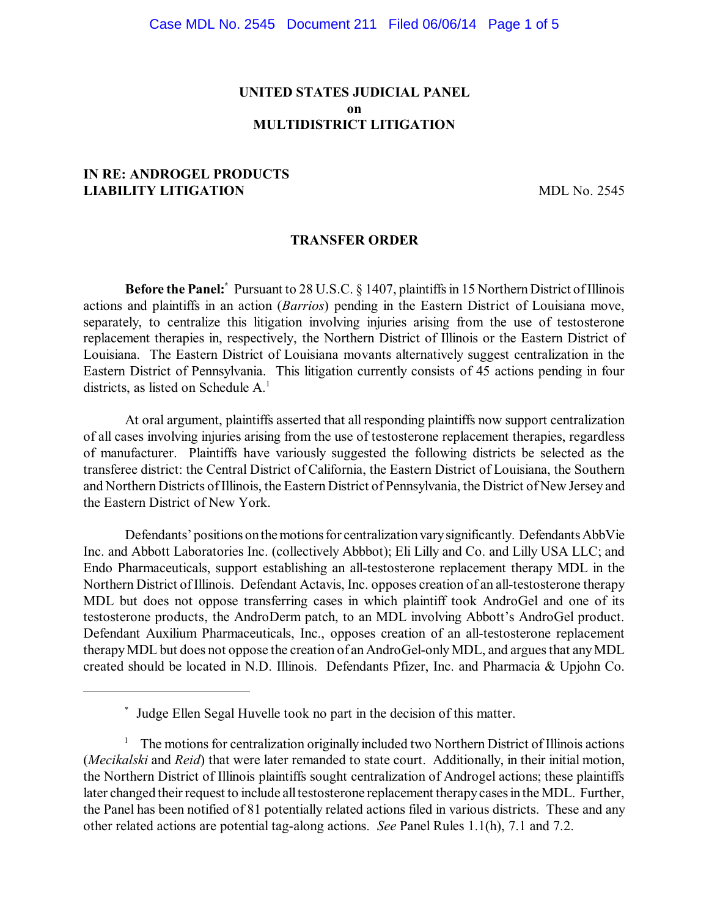**UNITED STATES JUDICIAL PANEL**
**on**
**MULTIDISTRICT LITIGATION**

**IN RE: ANDROGEL PRODUCTS LIABILITY LITIGATION** MDL No. 2545

**TRANSFER ORDER**

**Before the Panel:**[*] Pursuant to 28 U.S.C. § 1407, plaintiffs in 15 Northern District of Illinois actions and plaintiffs in an action (*Barrios*) pending in the Eastern District of Louisiana move, separately, to centralize this litigation involving injuries arising from the use of testosterone replacement therapies in, respectively, the Northern District of Illinois or the Eastern District of Louisiana. The Eastern District of Louisiana movants alternatively suggest centralization in the Eastern District of Pennsylvania. This litigation currently consists of 45 actions pending in four districts, as listed on Schedule A.[1]

At oral argument, plaintiffs asserted that all responding plaintiffs now support centralization of all cases involving injuries arising from the use of testosterone replacement therapies, regardless of manufacturer. Plaintiffs have variously suggested the following districts be selected as the transferee district: the Central District of California, the Eastern District of Louisiana, the Southern and Northern Districts of Illinois, the Eastern District of Pennsylvania, the District of New Jersey and the Eastern District of New York.

Defendants' positions on the motions for centralization vary significantly. Defendants AbbVie Inc. and Abbott Laboratories Inc. (collectively Abbbot); Eli Lilly and Co. and Lilly USA LLC; and Endo Pharmaceuticals, support establishing an all-testosterone replacement therapy MDL in the Northern District of Illinois. Defendant Actavis, Inc. opposes creation of an all-testosterone therapy MDL but does not oppose transferring cases in which plaintiff took AndroGel and one of its testosterone products, the AndroDerm patch, to an MDL involving Abbott's AndroGel product. Defendant Auxilium Pharmaceuticals, Inc., opposes creation of an all-testosterone replacement therapy MDL but does not oppose the creation of an AndroGel-only MDL, and argues that any MDL created should be located in N.D. Illinois. Defendants Pfizer, Inc. and Pharmacia & Upjohn Co.

---

[*] Judge Ellen Segal Huvelle took no part in the decision of this matter.

[1] The motions for centralization originally included two Northern District of Illinois actions (*Mecikalski* and *Reid*) that were later remanded to state court. Additionally, in their initial motion, the Northern District of Illinois plaintiffs sought centralization of Androgel actions; these plaintiffs later changed their request to include all testosterone replacement therapy cases in the MDL. Further, the Panel has been notified of 81 potentially related actions filed in various districts. These and any other related actions are potential tag-along actions. *See* Panel Rules 1.1(h), 7.1 and 7.2.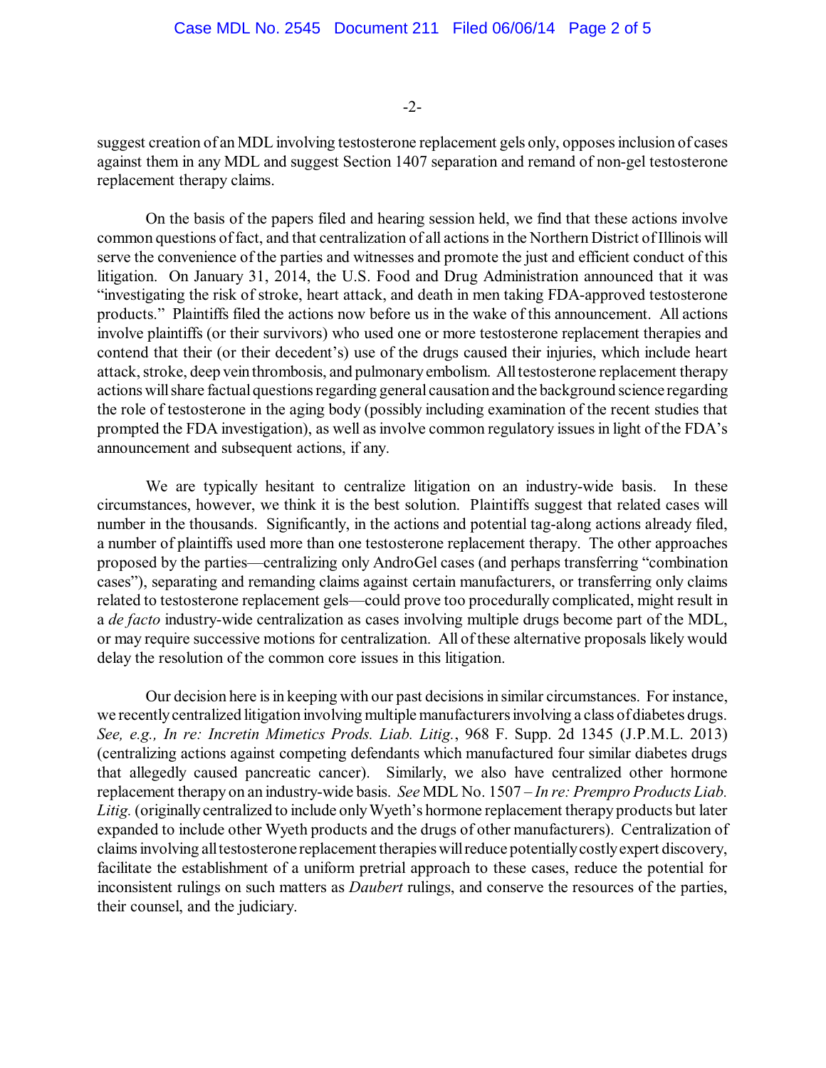suggest creation of an MDL involving testosterone replacement gels only, opposes inclusion of cases against them in any MDL and suggest Section 1407 separation and remand of non-gel testosterone replacement therapy claims.

On the basis of the papers filed and hearing session held, we find that these actions involve common questions of fact, and that centralization of all actions in the Northern District of Illinois will serve the convenience of the parties and witnesses and promote the just and efficient conduct of this litigation. On January 31, 2014, the U.S. Food and Drug Administration announced that it was "investigating the risk of stroke, heart attack, and death in men taking FDA-approved testosterone products." Plaintiffs filed the actions now before us in the wake of this announcement. All actions involve plaintiffs (or their survivors) who used one or more testosterone replacement therapies and contend that their (or their decedent's) use of the drugs caused their injuries, which include heart attack, stroke, deep vein thrombosis, and pulmonary embolism. All testosterone replacement therapy actions will share factual questions regarding general causation and the background science regarding the role of testosterone in the aging body (possibly including examination of the recent studies that prompted the FDA investigation), as well as involve common regulatory issues in light of the FDA's announcement and subsequent actions, if any.

We are typically hesitant to centralize litigation on an industry-wide basis. In these circumstances, however, we think it is the best solution. Plaintiffs suggest that related cases will number in the thousands. Significantly, in the actions and potential tag-along actions already filed, a number of plaintiffs used more than one testosterone replacement therapy. The other approaches proposed by the parties—centralizing only AndroGel cases (and perhaps transferring "combination cases"), separating and remanding claims against certain manufacturers, or transferring only claims related to testosterone replacement gels—could prove too procedurally complicated, might result in a *de facto* industry-wide centralization as cases involving multiple drugs become part of the MDL, or may require successive motions for centralization. All of these alternative proposals likely would delay the resolution of the common core issues in this litigation.

Our decision here is in keeping with our past decisions in similar circumstances. For instance, we recently centralized litigation involving multiple manufacturers involving a class of diabetes drugs. *See, e.g., In re: Incretin Mimetics Prods. Liab. Litig.*, 968 F. Supp. 2d 1345 (J.P.M.L. 2013) (centralizing actions against competing defendants which manufactured four similar diabetes drugs that allegedly caused pancreatic cancer). Similarly, we also have centralized other hormone replacement therapy on an industry-wide basis. *See* MDL No. 1507 – *In re: Prempro Products Liab. Litig.* (originally centralized to include only Wyeth's hormone replacement therapy products but later expanded to include other Wyeth products and the drugs of other manufacturers). Centralization of claims involving all testosterone replacement therapies will reduce potentially costly expert discovery, facilitate the establishment of a uniform pretrial approach to these cases, reduce the potential for inconsistent rulings on such matters as *Daubert* rulings, and conserve the resources of the parties, their counsel, and the judiciary.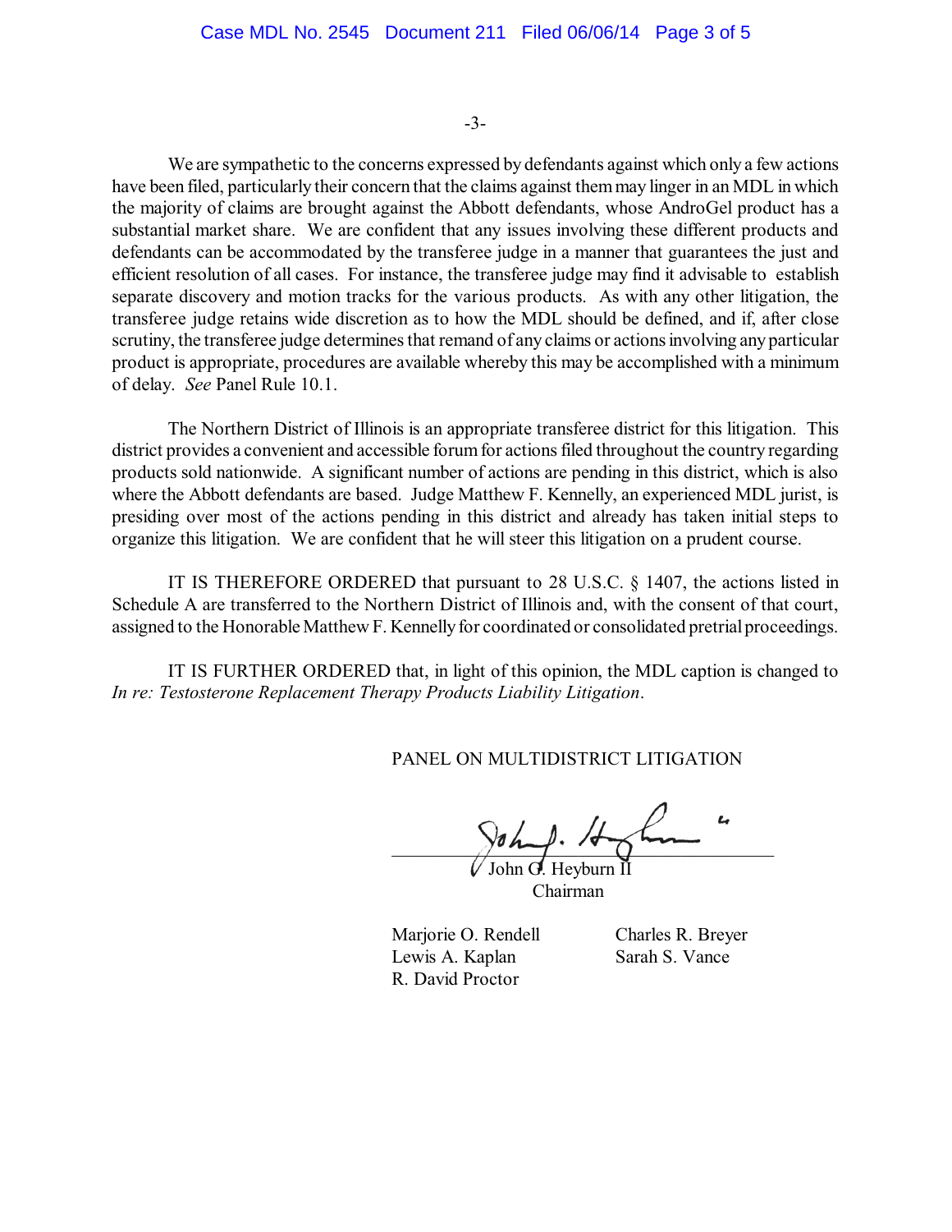We are sympathetic to the concerns expressed by defendants against which only a few actions have been filed, particularly their concern that the claims against them may linger in an MDL in which the majority of claims are brought against the Abbott defendants, whose AndroGel product has a substantial market share. We are confident that any issues involving these different products and defendants can be accommodated by the transferee judge in a manner that guarantees the just and efficient resolution of all cases. For instance, the transferee judge may find it advisable to establish separate discovery and motion tracks for the various products. As with any other litigation, the transferee judge retains wide discretion as to how the MDL should be defined, and if, after close scrutiny, the transferee judge determines that remand of any claims or actions involving any particular product is appropriate, procedures are available whereby this may be accomplished with a minimum of delay. *See* Panel Rule 10.1.

The Northern District of Illinois is an appropriate transferee district for this litigation. This district provides a convenient and accessible forum for actions filed throughout the country regarding products sold nationwide. A significant number of actions are pending in this district, which is also where the Abbott defendants are based. Judge Matthew F. Kennelly, an experienced MDL jurist, is presiding over most of the actions pending in this district and already has taken initial steps to organize this litigation. We are confident that he will steer this litigation on a prudent course.

IT IS THEREFORE ORDERED that pursuant to 28 U.S.C. § 1407, the actions listed in Schedule A are transferred to the Northern District of Illinois and, with the consent of that court, assigned to the Honorable Matthew F. Kennelly for coordinated or consolidated pretrial proceedings.

IT IS FURTHER ORDERED that, in light of this opinion, the MDL caption is changed to *In re: Testosterone Replacement Therapy Products Liability Litigation*.

PANEL ON MULTIDISTRICT LITIGATION

John G. Heyburn II
Chairman

Marjorie O. Rendell
Lewis A. Kaplan
R. David Proctor
Charles R. Breyer
Sarah S. Vance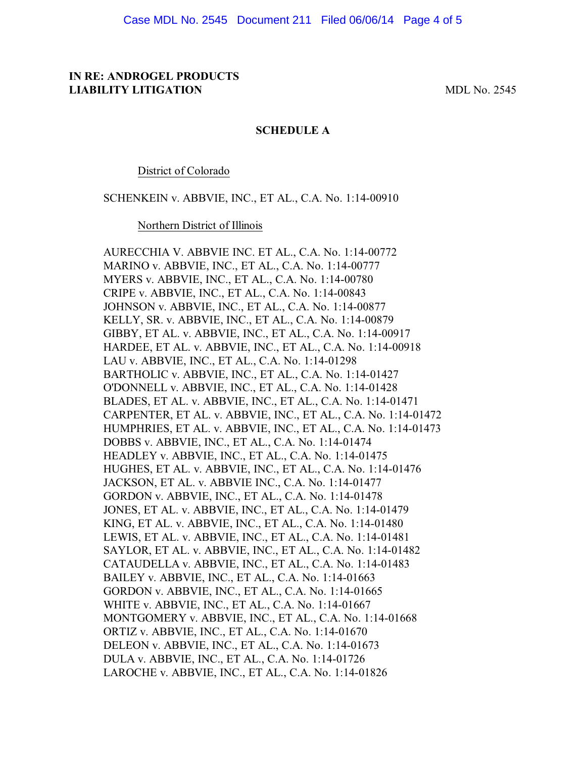**IN RE: ANDROGEL PRODUCTS LIABILITY LITIGATION** MDL No. 2545

## SCHEDULE A

District of Colorado

SCHENKEIN v. ABBVIE, INC., ET AL., C.A. No. 1:14-00910

Northern District of Illinois

AURECCHIA V. ABBVIE INC. ET AL., C.A. No. 1:14-00772
MARINO v. ABBVIE, INC., ET AL., C.A. No. 1:14-00777
MYERS v. ABBVIE, INC., ET AL., C.A. No. 1:14-00780
CRIPE v. ABBVIE, INC., ET AL., C.A. No. 1:14-00843
JOHNSON v. ABBVIE, INC., ET AL., C.A. No. 1:14-00877
KELLY, SR. v. ABBVIE, INC., ET AL., C.A. No. 1:14-00879
GIBBY, ET AL. v. ABBVIE, INC., ET AL., C.A. No. 1:14-00917
HARDEE, ET AL. v. ABBVIE, INC., ET AL., C.A. No. 1:14-00918
LAU v. ABBVIE, INC., ET AL., C.A. No. 1:14-01298
BARTHOLIC v. ABBVIE, INC., ET AL., C.A. No. 1:14-01427
O'DONNELL v. ABBVIE, INC., ET AL., C.A. No. 1:14-01428
BLADES, ET AL. v. ABBVIE, INC., ET AL., C.A. No. 1:14-01471
CARPENTER, ET AL. v. ABBVIE, INC., ET AL., C.A. No. 1:14-01472
HUMPHRIES, ET AL. v. ABBVIE, INC., ET AL., C.A. No. 1:14-01473
DOBBS v. ABBVIE, INC., ET AL., C.A. No. 1:14-01474
HEADLEY v. ABBVIE, INC., ET AL., C.A. No. 1:14-01475
HUGHES, ET AL. v. ABBVIE, INC., ET AL., C.A. No. 1:14-01476
JACKSON, ET AL. v. ABBVIE INC., C.A. No. 1:14-01477
GORDON v. ABBVIE, INC., ET AL., C.A. No. 1:14-01478
JONES, ET AL. v. ABBVIE, INC., ET AL., C.A. No. 1:14-01479
KING, ET AL. v. ABBVIE, INC., ET AL., C.A. No. 1:14-01480
LEWIS, ET AL. v. ABBVIE, INC., ET AL., C.A. No. 1:14-01481
SAYLOR, ET AL. v. ABBVIE, INC., ET AL., C.A. No. 1:14-01482
CATAUDELLA v. ABBVIE, INC., ET AL., C.A. No. 1:14-01483
BAILEY v. ABBVIE, INC., ET AL., C.A. No. 1:14-01663
GORDON v. ABBVIE, INC., ET AL., C.A. No. 1:14-01665
WHITE v. ABBVIE, INC., ET AL., C.A. No. 1:14-01667
MONTGOMERY v. ABBVIE, INC., ET AL., C.A. No. 1:14-01668
ORTIZ v. ABBVIE, INC., ET AL., C.A. No. 1:14-01670
DELEON v. ABBVIE, INC., ET AL., C.A. No. 1:14-01673
DULA v. ABBVIE, INC., ET AL., C.A. No. 1:14-01726
LAROCHE v. ABBVIE, INC., ET AL., C.A. No. 1:14-01826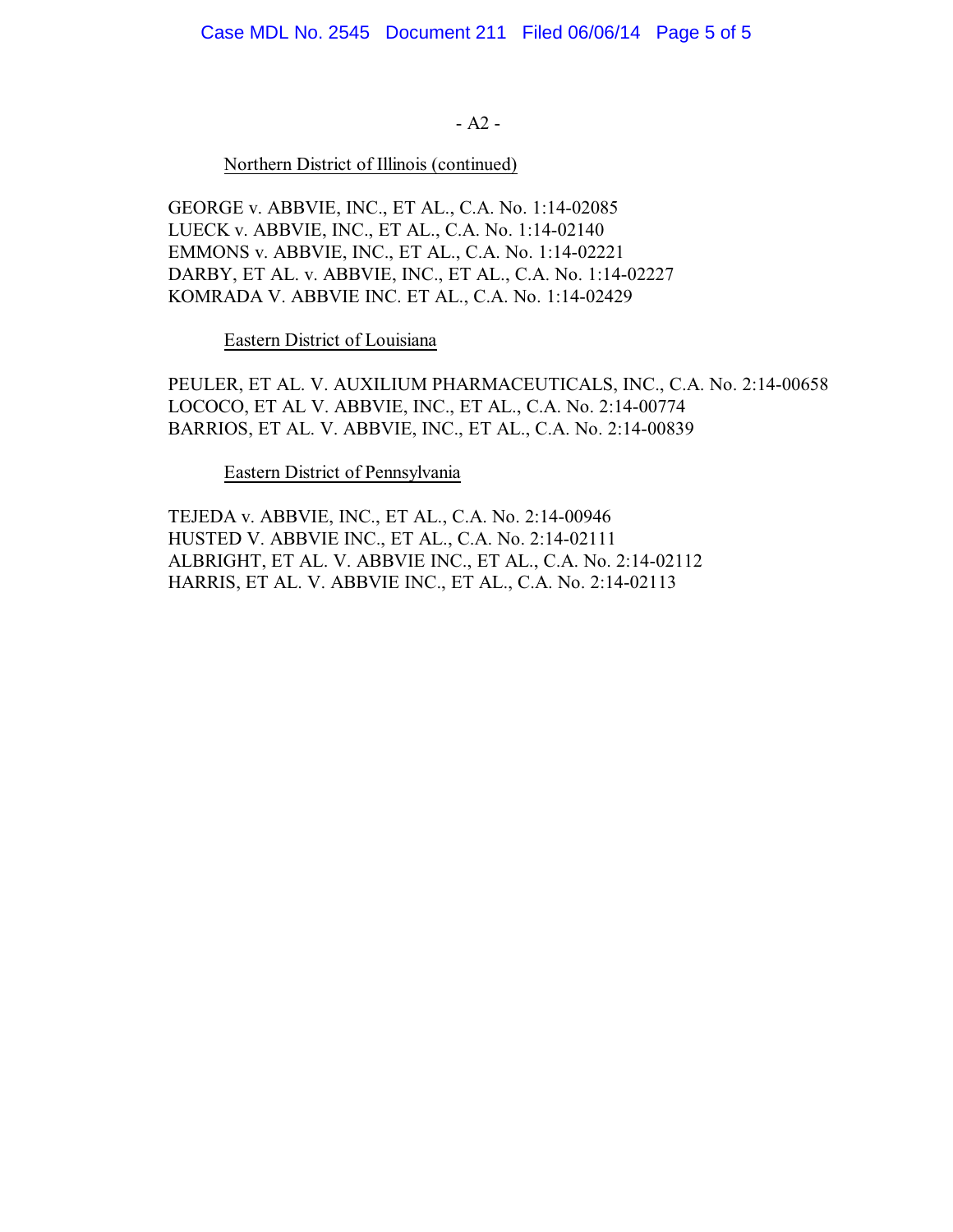\- A2 -

Northern District of Illinois (continued)

GEORGE v. ABBVIE, INC., ET AL., C.A. No. 1:14-02085
LUECK v. ABBVIE, INC., ET AL., C.A. No. 1:14-02140
EMMONS v. ABBVIE, INC., ET AL., C.A. No. 1:14-02221
DARBY, ET AL. v. ABBVIE, INC., ET AL., C.A. No. 1:14-02227
KOMRADA V. ABBVIE INC. ET AL., C.A. No. 1:14-02429

Eastern District of Louisiana

PEULER, ET AL. V. AUXILIUM PHARMACEUTICALS, INC., C.A. No. 2:14-00658
LOCOCO, ET AL V. ABBVIE, INC., ET AL., C.A. No. 2:14-00774
BARRIOS, ET AL. V. ABBVIE, INC., ET AL., C.A. No. 2:14-00839

Eastern District of Pennsylvania

TEJEDA v. ABBVIE, INC., ET AL., C.A. No. 2:14-00946
HUSTED V. ABBVIE INC., ET AL., C.A. No. 2:14-02111
ALBRIGHT, ET AL. V. ABBVIE INC., ET AL., C.A. No. 2:14-02112
HARRIS, ET AL. V. ABBVIE INC., ET AL., C.A. No. 2:14-02113